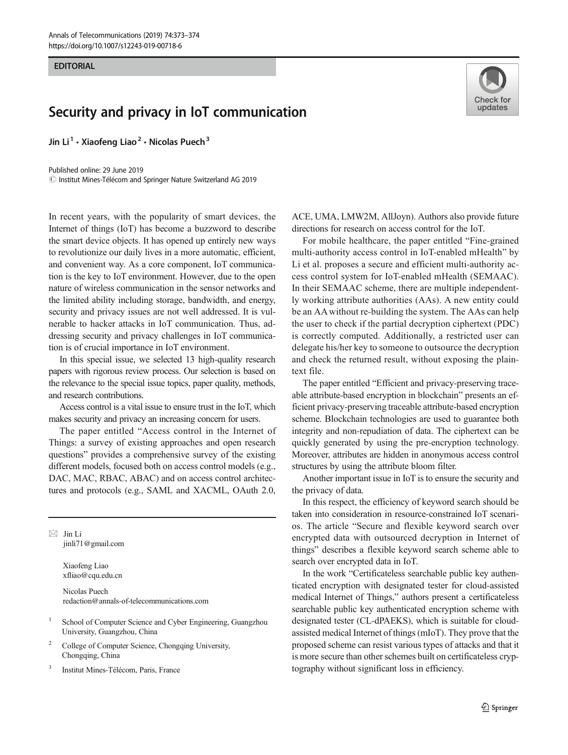EDITORIAL

# Security and privacy in IoT communication

Jin Li[1] · Xiaofeng Liao[2] · Nicolas Puech[3]

Published online: 29 June 2019
© Institut Mines-Télécom and Springer Nature Switzerland AG 2019

In recent years, with the popularity of smart devices, the Internet of things (IoT) has become a buzzword to describe the smart device objects. It has opened up entirely new ways to revolutionize our daily lives in a more automatic, efficient, and convenient way. As a core component, IoT communication is the key to IoT environment. However, due to the open nature of wireless communication in the sensor networks and the limited ability including storage, bandwidth, and energy, security and privacy issues are not well addressed. It is vulnerable to hacker attacks in IoT communication. Thus, addressing security and privacy challenges in IoT communication is of crucial importance in IoT environment.

In this special issue, we selected 13 high-quality research papers with rigorous review process. Our selection is based on the relevance to the special issue topics, paper quality, methods, and research contributions.

Access control is a vital issue to ensure trust in the IoT, which makes security and privacy an increasing concern for users.

The paper entitled "Access control in the Internet of Things: a survey of existing approaches and open research questions" provides a comprehensive survey of the existing different models, focused both on access control models (e.g., DAC, MAC, RBAC, ABAC) and on access control architectures and protocols (e.g., SAML and XACML, OAuth 2.0, ACE, UMA, LMW2M, AllJoyn). Authors also provide future directions for research on access control for the IoT.

For mobile healthcare, the paper entitled "Fine-grained multi-authority access control in IoT-enabled mHealth" by Li et al. proposes a secure and efficient multi-authority access control system for IoT-enabled mHealth (SEMAAC). In their SEMAAC scheme, there are multiple independently working attribute authorities (AAs). A new entity could be an AA without re-building the system. The AAs can help the user to check if the partial decryption ciphertext (PDC) is correctly computed. Additionally, a restricted user can delegate his/her key to someone to outsource the decryption and check the returned result, without exposing the plaintext file.

The paper entitled "Efficient and privacy-preserving traceable attribute-based encryption in blockchain" presents an efficient privacy-preserving traceable attribute-based encryption scheme. Blockchain technologies are used to guarantee both integrity and non-repudiation of data. The ciphertext can be quickly generated by using the pre-encryption technology. Moreover, attributes are hidden in anonymous access control structures by using the attribute bloom filter.

Another important issue in IoT is to ensure the security and the privacy of data.

In this respect, the efficiency of keyword search should be taken into consideration in resource-constrained IoT scenarios. The article "Secure and flexible keyword search over encrypted data with outsourced decryption in Internet of things" describes a flexible keyword search scheme able to search over encrypted data in IoT.

In the work "Certificateless searchable public key authenticated encryption with designated tester for cloud-assisted medical Internet of Things," authors present a certificateless searchable public key authenticated encryption scheme with designated tester (CL-dPAEKS), which is suitable for cloud-assisted medical Internet of things (mIoT). They prove that the proposed scheme can resist various types of attacks and that it is more secure than other schemes built on certificateless cryptography without significant loss in efficiency.

---

✉ Jin Li
jinli71@gmail.com

Xiaofeng Liao
xfliao@cqu.edu.cn

Nicolas Puech
redaction@annals-of-telecommunications.com

[1] School of Computer Science and Cyber Engineering, Guangzhou University, Guangzhou, China

[2] College of Computer Science, Chongqing University, Chongqing, China

[3] Institut Mines-Télécom, Paris, France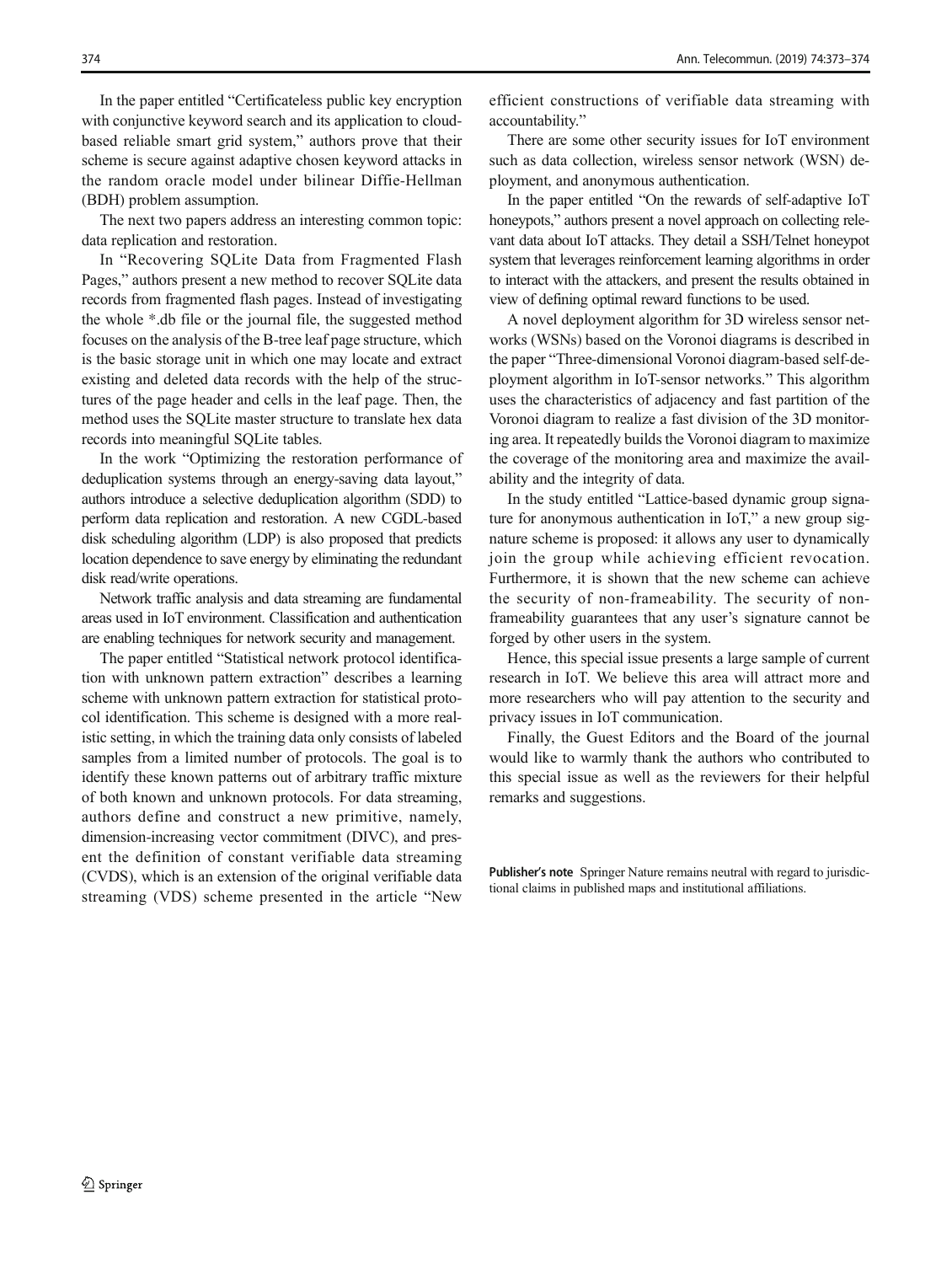In the paper entitled "Certificateless public key encryption with conjunctive keyword search and its application to cloud-based reliable smart grid system," authors prove that their scheme is secure against adaptive chosen keyword attacks in the random oracle model under bilinear Diffie-Hellman (BDH) problem assumption.

The next two papers address an interesting common topic: data replication and restoration.

In "Recovering SQLite Data from Fragmented Flash Pages," authors present a new method to recover SQLite data records from fragmented flash pages. Instead of investigating the whole *.db file or the journal file, the suggested method focuses on the analysis of the B-tree leaf page structure, which is the basic storage unit in which one may locate and extract existing and deleted data records with the help of the structures of the page header and cells in the leaf page. Then, the method uses the SQLite master structure to translate hex data records into meaningful SQLite tables.

In the work "Optimizing the restoration performance of deduplication systems through an energy-saving data layout," authors introduce a selective deduplication algorithm (SDD) to perform data replication and restoration. A new CGDL-based disk scheduling algorithm (LDP) is also proposed that predicts location dependence to save energy by eliminating the redundant disk read/write operations.

Network traffic analysis and data streaming are fundamental areas used in IoT environment. Classification and authentication are enabling techniques for network security and management.

The paper entitled "Statistical network protocol identification with unknown pattern extraction" describes a learning scheme with unknown pattern extraction for statistical protocol identification. This scheme is designed with a more realistic setting, in which the training data only consists of labeled samples from a limited number of protocols. The goal is to identify these known patterns out of arbitrary traffic mixture of both known and unknown protocols. For data streaming, authors define and construct a new primitive, namely, dimension-increasing vector commitment (DIVC), and present the definition of constant verifiable data streaming (CVDS), which is an extension of the original verifiable data streaming (VDS) scheme presented in the article "New efficient constructions of verifiable data streaming with accountability."

There are some other security issues for IoT environment such as data collection, wireless sensor network (WSN) deployment, and anonymous authentication.

In the paper entitled "On the rewards of self-adaptive IoT honeypots," authors present a novel approach on collecting relevant data about IoT attacks. They detail a SSH/Telnet honeypot system that leverages reinforcement learning algorithms in order to interact with the attackers, and present the results obtained in view of defining optimal reward functions to be used.

A novel deployment algorithm for 3D wireless sensor networks (WSNs) based on the Voronoi diagrams is described in the paper "Three-dimensional Voronoi diagram-based self-deployment algorithm in IoT-sensor networks." This algorithm uses the characteristics of adjacency and fast partition of the Voronoi diagram to realize a fast division of the 3D monitoring area. It repeatedly builds the Voronoi diagram to maximize the coverage of the monitoring area and maximize the availability and the integrity of data.

In the study entitled "Lattice-based dynamic group signature for anonymous authentication in IoT," a new group signature scheme is proposed: it allows any user to dynamically join the group while achieving efficient revocation. Furthermore, it is shown that the new scheme can achieve the security of non-frameability. The security of non-frameability guarantees that any user's signature cannot be forged by other users in the system.

Hence, this special issue presents a large sample of current research in IoT. We believe this area will attract more and more researchers who will pay attention to the security and privacy issues in IoT communication.

Finally, the Guest Editors and the Board of the journal would like to warmly thank the authors who contributed to this special issue as well as the reviewers for their helpful remarks and suggestions.

**Publisher's note** Springer Nature remains neutral with regard to jurisdictional claims in published maps and institutional affiliations.